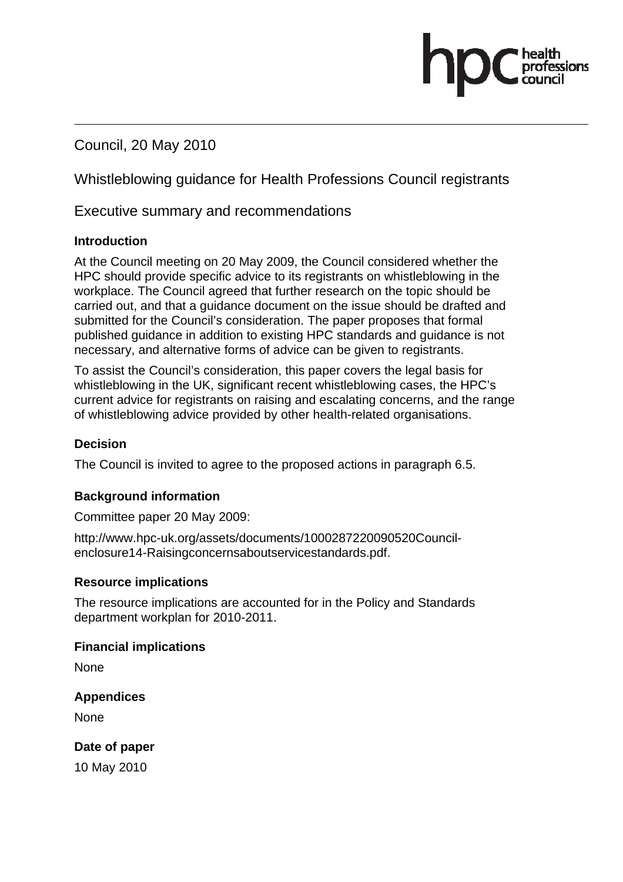Council, 20 May 2010

Whistleblowing guidance for Health Professions Council registrants

Executive summary and recommendations

**Introduction**

At the Council meeting on 20 May 2009, the Council considered whether the HPC should provide specific advice to its registrants on whistleblowing in the workplace. The Council agreed that further research on the topic should be carried out, and that a guidance document on the issue should be drafted and submitted for the Council's consideration. The paper proposes that formal published guidance in addition to existing HPC standards and guidance is not necessary, and alternative forms of advice can be given to registrants.

To assist the Council's consideration, this paper covers the legal basis for whistleblowing in the UK, significant recent whistleblowing cases, the HPC's current advice for registrants on raising and escalating concerns, and the range of whistleblowing advice provided by other health-related organisations.

**Decision**

The Council is invited to agree to the proposed actions in paragraph 6.5.

**Background information**

Committee paper 20 May 2009:

http://www.hpc-uk.org/assets/documents/1000287220090520Council-enclosure14-Raisingconcernsaboutservicestandards.pdf.

**Resource implications**

The resource implications are accounted for in the Policy and Standards department workplan for 2010-2011.

**Financial implications**

None

**Appendices**

None

**Date of paper**

10 May 2010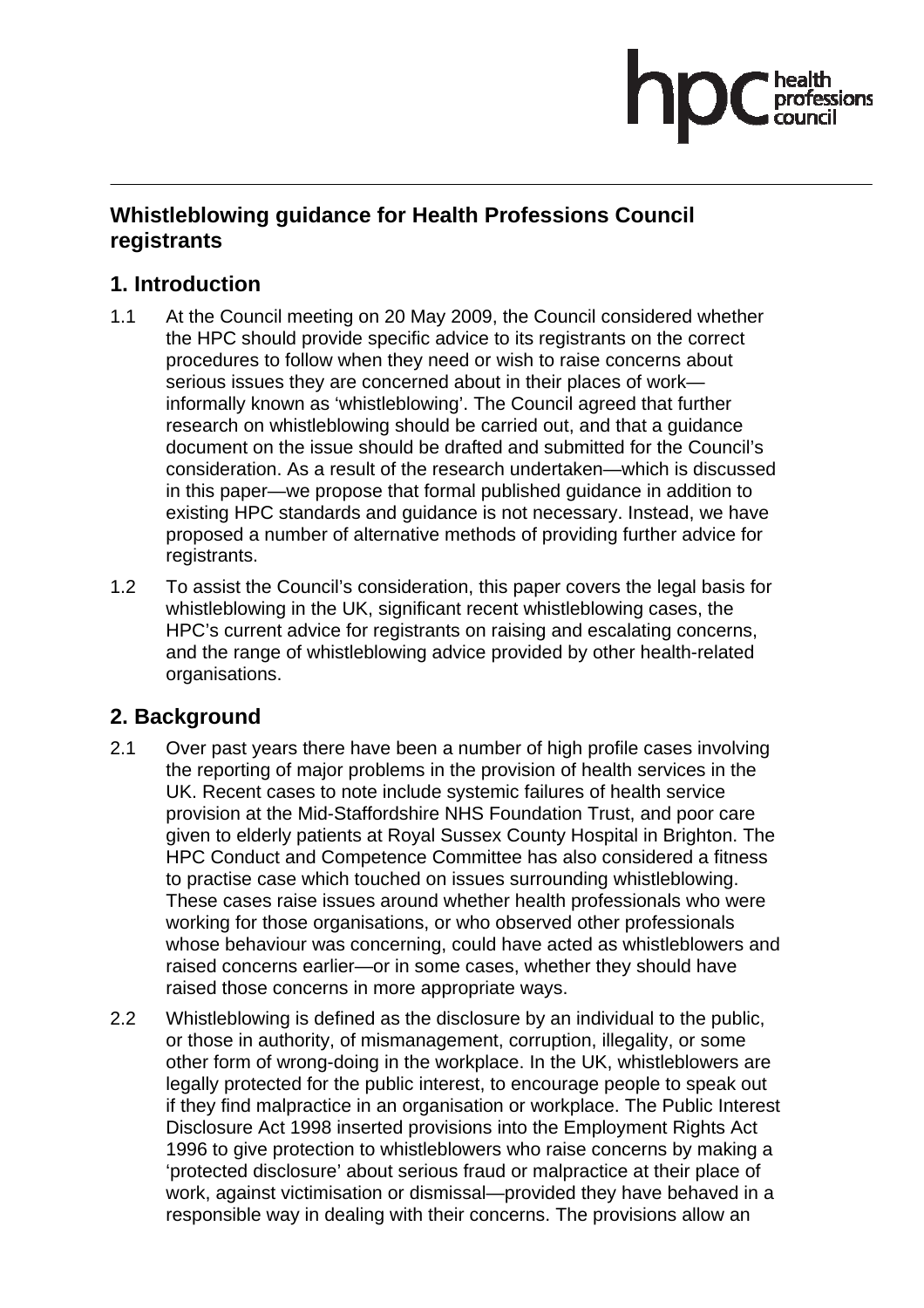## Whistleblowing guidance for Health Professions Council registrants

## 1. Introduction

1.1 At the Council meeting on 20 May 2009, the Council considered whether the HPC should provide specific advice to its registrants on the correct procedures to follow when they need or wish to raise concerns about serious issues they are concerned about in their places of work—informally known as 'whistleblowing'. The Council agreed that further research on whistleblowing should be carried out, and that a guidance document on the issue should be drafted and submitted for the Council's consideration. As a result of the research undertaken—which is discussed in this paper—we propose that formal published guidance in addition to existing HPC standards and guidance is not necessary. Instead, we have proposed a number of alternative methods of providing further advice for registrants.

1.2 To assist the Council's consideration, this paper covers the legal basis for whistleblowing in the UK, significant recent whistleblowing cases, the HPC's current advice for registrants on raising and escalating concerns, and the range of whistleblowing advice provided by other health-related organisations.

## 2. Background

2.1 Over past years there have been a number of high profile cases involving the reporting of major problems in the provision of health services in the UK. Recent cases to note include systemic failures of health service provision at the Mid-Staffordshire NHS Foundation Trust, and poor care given to elderly patients at Royal Sussex County Hospital in Brighton. The HPC Conduct and Competence Committee has also considered a fitness to practise case which touched on issues surrounding whistleblowing. These cases raise issues around whether health professionals who were working for those organisations, or who observed other professionals whose behaviour was concerning, could have acted as whistleblowers and raised concerns earlier—or in some cases, whether they should have raised those concerns in more appropriate ways.

2.2 Whistleblowing is defined as the disclosure by an individual to the public, or those in authority, of mismanagement, corruption, illegality, or some other form of wrong-doing in the workplace. In the UK, whistleblowers are legally protected for the public interest, to encourage people to speak out if they find malpractice in an organisation or workplace. The Public Interest Disclosure Act 1998 inserted provisions into the Employment Rights Act 1996 to give protection to whistleblowers who raise concerns by making a 'protected disclosure' about serious fraud or malpractice at their place of work, against victimisation or dismissal—provided they have behaved in a responsible way in dealing with their concerns. The provisions allow an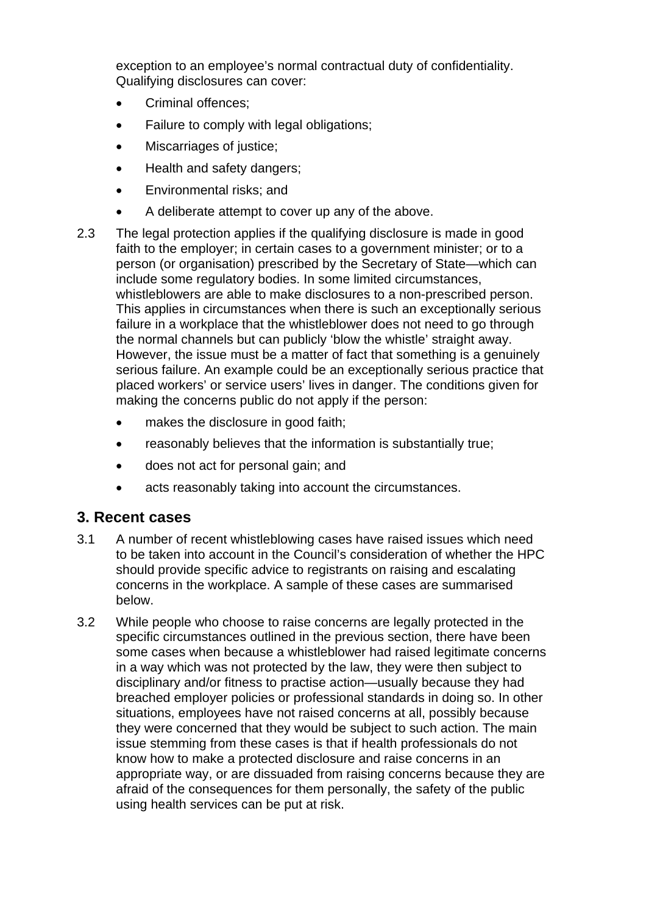exception to an employee's normal contractual duty of confidentiality. Qualifying disclosures can cover:

- Criminal offences;
- Failure to comply with legal obligations;
- Miscarriages of justice;
- Health and safety dangers;
- Environmental risks; and
- A deliberate attempt to cover up any of the above.

2.3 The legal protection applies if the qualifying disclosure is made in good faith to the employer; in certain cases to a government minister; or to a person (or organisation) prescribed by the Secretary of State—which can include some regulatory bodies. In some limited circumstances, whistleblowers are able to make disclosures to a non-prescribed person. This applies in circumstances when there is such an exceptionally serious failure in a workplace that the whistleblower does not need to go through the normal channels but can publicly 'blow the whistle' straight away. However, the issue must be a matter of fact that something is a genuinely serious failure. An example could be an exceptionally serious practice that placed workers' or service users' lives in danger. The conditions given for making the concerns public do not apply if the person:

- makes the disclosure in good faith;
- reasonably believes that the information is substantially true;
- does not act for personal gain; and
- acts reasonably taking into account the circumstances.

## 3. Recent cases

3.1 A number of recent whistleblowing cases have raised issues which need to be taken into account in the Council's consideration of whether the HPC should provide specific advice to registrants on raising and escalating concerns in the workplace. A sample of these cases are summarised below.

3.2 While people who choose to raise concerns are legally protected in the specific circumstances outlined in the previous section, there have been some cases when because a whistleblower had raised legitimate concerns in a way which was not protected by the law, they were then subject to disciplinary and/or fitness to practise action—usually because they had breached employer policies or professional standards in doing so. In other situations, employees have not raised concerns at all, possibly because they were concerned that they would be subject to such action. The main issue stemming from these cases is that if health professionals do not know how to make a protected disclosure and raise concerns in an appropriate way, or are dissuaded from raising concerns because they are afraid of the consequences for them personally, the safety of the public using health services can be put at risk.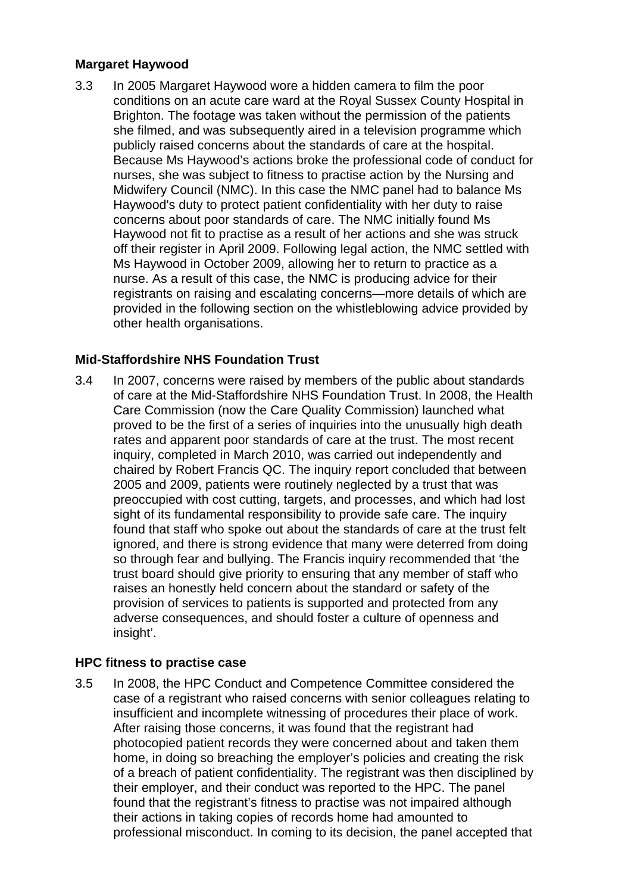**Margaret Haywood**

3.3 In 2005 Margaret Haywood wore a hidden camera to film the poor conditions on an acute care ward at the Royal Sussex County Hospital in Brighton. The footage was taken without the permission of the patients she filmed, and was subsequently aired in a television programme which publicly raised concerns about the standards of care at the hospital. Because Ms Haywood's actions broke the professional code of conduct for nurses, she was subject to fitness to practise action by the Nursing and Midwifery Council (NMC). In this case the NMC panel had to balance Ms Haywood's duty to protect patient confidentiality with her duty to raise concerns about poor standards of care. The NMC initially found Ms Haywood not fit to practise as a result of her actions and she was struck off their register in April 2009. Following legal action, the NMC settled with Ms Haywood in October 2009, allowing her to return to practice as a nurse. As a result of this case, the NMC is producing advice for their registrants on raising and escalating concerns—more details of which are provided in the following section on the whistleblowing advice provided by other health organisations.

**Mid-Staffordshire NHS Foundation Trust**

3.4 In 2007, concerns were raised by members of the public about standards of care at the Mid-Staffordshire NHS Foundation Trust. In 2008, the Health Care Commission (now the Care Quality Commission) launched what proved to be the first of a series of inquiries into the unusually high death rates and apparent poor standards of care at the trust. The most recent inquiry, completed in March 2010, was carried out independently and chaired by Robert Francis QC. The inquiry report concluded that between 2005 and 2009, patients were routinely neglected by a trust that was preoccupied with cost cutting, targets, and processes, and which had lost sight of its fundamental responsibility to provide safe care. The inquiry found that staff who spoke out about the standards of care at the trust felt ignored, and there is strong evidence that many were deterred from doing so through fear and bullying. The Francis inquiry recommended that 'the trust board should give priority to ensuring that any member of staff who raises an honestly held concern about the standard or safety of the provision of services to patients is supported and protected from any adverse consequences, and should foster a culture of openness and insight'.

**HPC fitness to practise case**

3.5 In 2008, the HPC Conduct and Competence Committee considered the case of a registrant who raised concerns with senior colleagues relating to insufficient and incomplete witnessing of procedures their place of work. After raising those concerns, it was found that the registrant had photocopied patient records they were concerned about and taken them home, in doing so breaching the employer's policies and creating the risk of a breach of patient confidentiality. The registrant was then disciplined by their employer, and their conduct was reported to the HPC. The panel found that the registrant's fitness to practise was not impaired although their actions in taking copies of records home had amounted to professional misconduct. In coming to its decision, the panel accepted that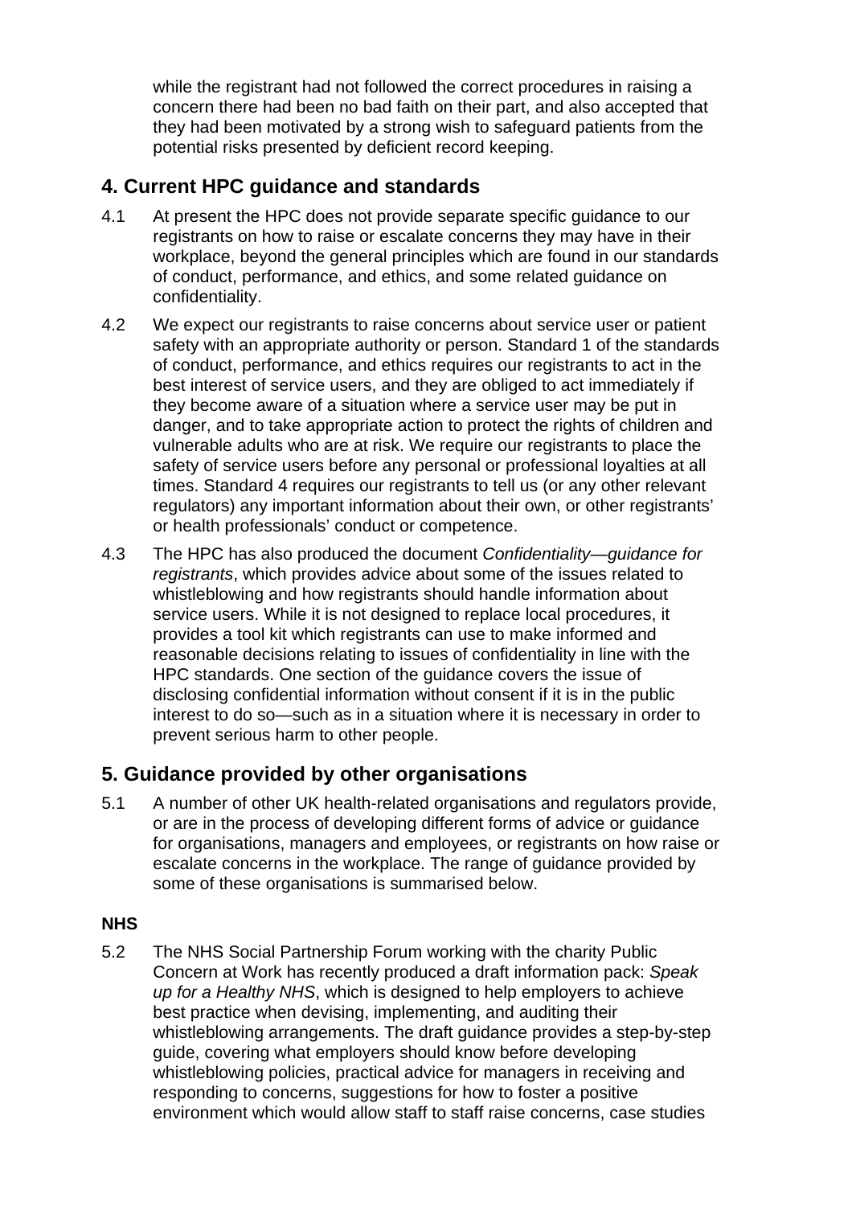while the registrant had not followed the correct procedures in raising a concern there had been no bad faith on their part, and also accepted that they had been motivated by a strong wish to safeguard patients from the potential risks presented by deficient record keeping.

## 4. Current HPC guidance and standards

4.1 At present the HPC does not provide separate specific guidance to our registrants on how to raise or escalate concerns they may have in their workplace, beyond the general principles which are found in our standards of conduct, performance, and ethics, and some related guidance on confidentiality.

4.2 We expect our registrants to raise concerns about service user or patient safety with an appropriate authority or person. Standard 1 of the standards of conduct, performance, and ethics requires our registrants to act in the best interest of service users, and they are obliged to act immediately if they become aware of a situation where a service user may be put in danger, and to take appropriate action to protect the rights of children and vulnerable adults who are at risk. We require our registrants to place the safety of service users before any personal or professional loyalties at all times. Standard 4 requires our registrants to tell us (or any other relevant regulators) any important information about their own, or other registrants' or health professionals' conduct or competence.

4.3 The HPC has also produced the document *Confidentiality—guidance for registrants*, which provides advice about some of the issues related to whistleblowing and how registrants should handle information about service users. While it is not designed to replace local procedures, it provides a tool kit which registrants can use to make informed and reasonable decisions relating to issues of confidentiality in line with the HPC standards. One section of the guidance covers the issue of disclosing confidential information without consent if it is in the public interest to do so—such as in a situation where it is necessary in order to prevent serious harm to other people.

## 5. Guidance provided by other organisations

5.1 A number of other UK health-related organisations and regulators provide, or are in the process of developing different forms of advice or guidance for organisations, managers and employees, or registrants on how raise or escalate concerns in the workplace. The range of guidance provided by some of these organisations is summarised below.

### NHS

5.2 The NHS Social Partnership Forum working with the charity Public Concern at Work has recently produced a draft information pack: *Speak up for a Healthy NHS*, which is designed to help employers to achieve best practice when devising, implementing, and auditing their whistleblowing arrangements. The draft guidance provides a step-by-step guide, covering what employers should know before developing whistleblowing policies, practical advice for managers in receiving and responding to concerns, suggestions for how to foster a positive environment which would allow staff to staff raise concerns, case studies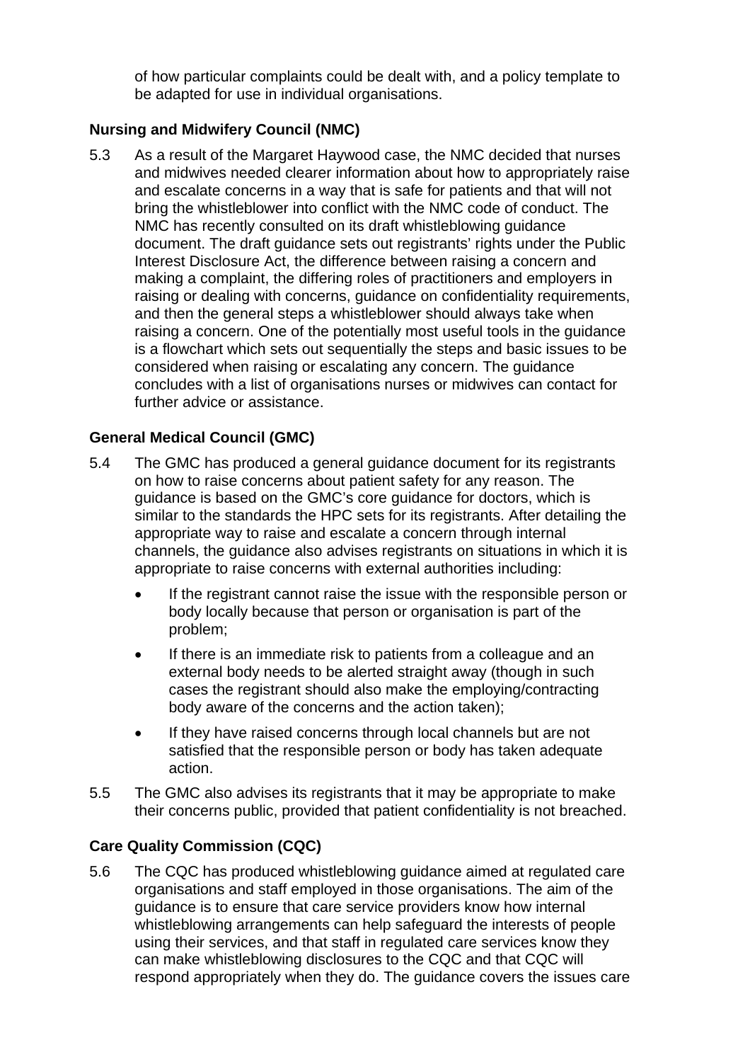of how particular complaints could be dealt with, and a policy template to be adapted for use in individual organisations.

**Nursing and Midwifery Council (NMC)**

5.3 As a result of the Margaret Haywood case, the NMC decided that nurses and midwives needed clearer information about how to appropriately raise and escalate concerns in a way that is safe for patients and that will not bring the whistleblower into conflict with the NMC code of conduct. The NMC has recently consulted on its draft whistleblowing guidance document. The draft guidance sets out registrants' rights under the Public Interest Disclosure Act, the difference between raising a concern and making a complaint, the differing roles of practitioners and employers in raising or dealing with concerns, guidance on confidentiality requirements, and then the general steps a whistleblower should always take when raising a concern. One of the potentially most useful tools in the guidance is a flowchart which sets out sequentially the steps and basic issues to be considered when raising or escalating any concern. The guidance concludes with a list of organisations nurses or midwives can contact for further advice or assistance.

**General Medical Council (GMC)**

5.4 The GMC has produced a general guidance document for its registrants on how to raise concerns about patient safety for any reason. The guidance is based on the GMC's core guidance for doctors, which is similar to the standards the HPC sets for its registrants. After detailing the appropriate way to raise and escalate a concern through internal channels, the guidance also advises registrants on situations in which it is appropriate to raise concerns with external authorities including:

- If the registrant cannot raise the issue with the responsible person or body locally because that person or organisation is part of the problem;
- If there is an immediate risk to patients from a colleague and an external body needs to be alerted straight away (though in such cases the registrant should also make the employing/contracting body aware of the concerns and the action taken);
- If they have raised concerns through local channels but are not satisfied that the responsible person or body has taken adequate action.

5.5 The GMC also advises its registrants that it may be appropriate to make their concerns public, provided that patient confidentiality is not breached.

**Care Quality Commission (CQC)**

5.6 The CQC has produced whistleblowing guidance aimed at regulated care organisations and staff employed in those organisations. The aim of the guidance is to ensure that care service providers know how internal whistleblowing arrangements can help safeguard the interests of people using their services, and that staff in regulated care services know they can make whistleblowing disclosures to the CQC and that CQC will respond appropriately when they do. The guidance covers the issues care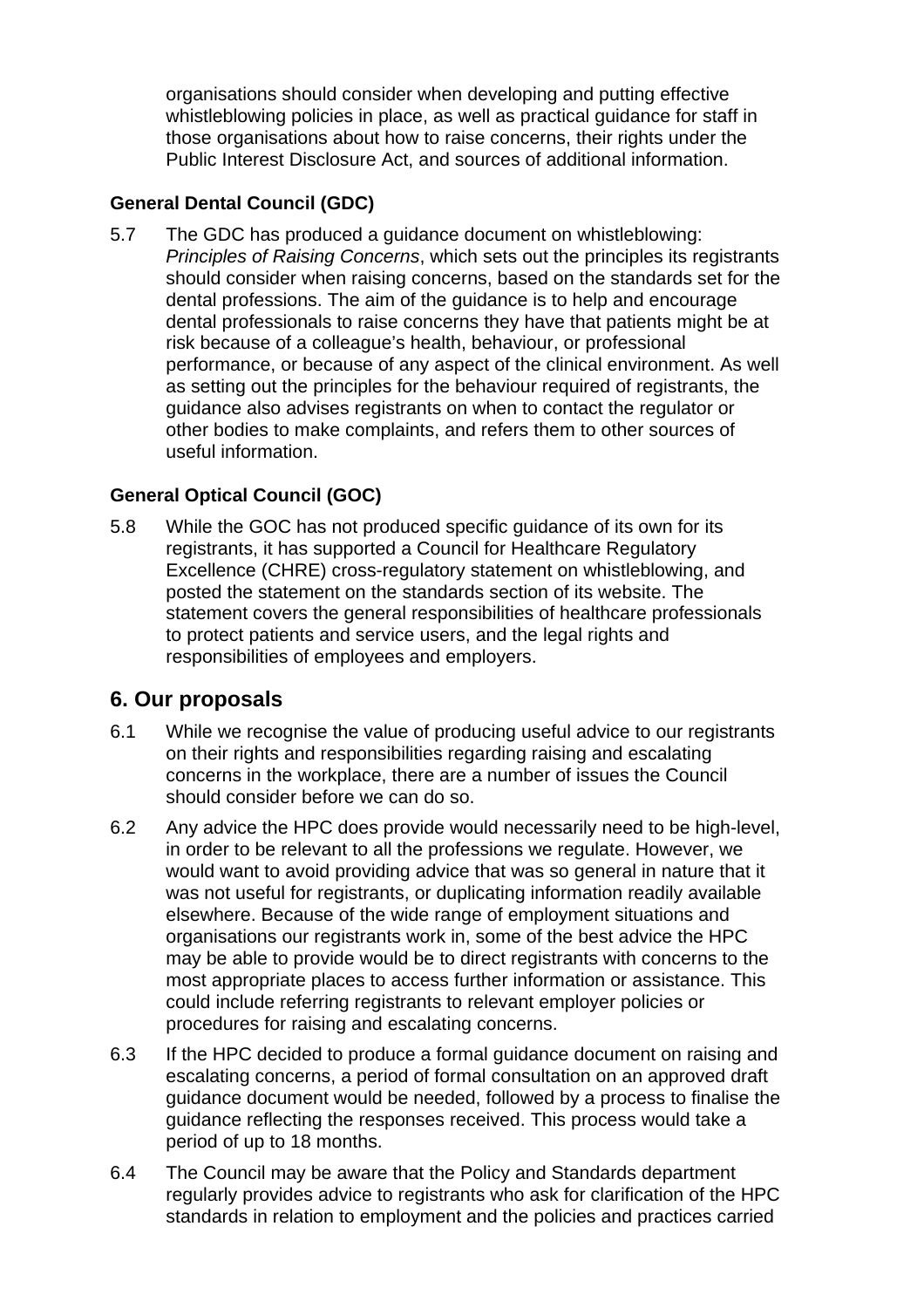organisations should consider when developing and putting effective whistleblowing policies in place, as well as practical guidance for staff in those organisations about how to raise concerns, their rights under the Public Interest Disclosure Act, and sources of additional information.

**General Dental Council (GDC)**

5.7 The GDC has produced a guidance document on whistleblowing: *Principles of Raising Concerns*, which sets out the principles its registrants should consider when raising concerns, based on the standards set for the dental professions. The aim of the guidance is to help and encourage dental professionals to raise concerns they have that patients might be at risk because of a colleague's health, behaviour, or professional performance, or because of any aspect of the clinical environment. As well as setting out the principles for the behaviour required of registrants, the guidance also advises registrants on when to contact the regulator or other bodies to make complaints, and refers them to other sources of useful information.

**General Optical Council (GOC)**

5.8 While the GOC has not produced specific guidance of its own for its registrants, it has supported a Council for Healthcare Regulatory Excellence (CHRE) cross-regulatory statement on whistleblowing, and posted the statement on the standards section of its website. The statement covers the general responsibilities of healthcare professionals to protect patients and service users, and the legal rights and responsibilities of employees and employers.

## 6. Our proposals

6.1 While we recognise the value of producing useful advice to our registrants on their rights and responsibilities regarding raising and escalating concerns in the workplace, there are a number of issues the Council should consider before we can do so.

6.2 Any advice the HPC does provide would necessarily need to be high-level, in order to be relevant to all the professions we regulate. However, we would want to avoid providing advice that was so general in nature that it was not useful for registrants, or duplicating information readily available elsewhere. Because of the wide range of employment situations and organisations our registrants work in, some of the best advice the HPC may be able to provide would be to direct registrants with concerns to the most appropriate places to access further information or assistance. This could include referring registrants to relevant employer policies or procedures for raising and escalating concerns.

6.3 If the HPC decided to produce a formal guidance document on raising and escalating concerns, a period of formal consultation on an approved draft guidance document would be needed, followed by a process to finalise the guidance reflecting the responses received. This process would take a period of up to 18 months.

6.4 The Council may be aware that the Policy and Standards department regularly provides advice to registrants who ask for clarification of the HPC standards in relation to employment and the policies and practices carried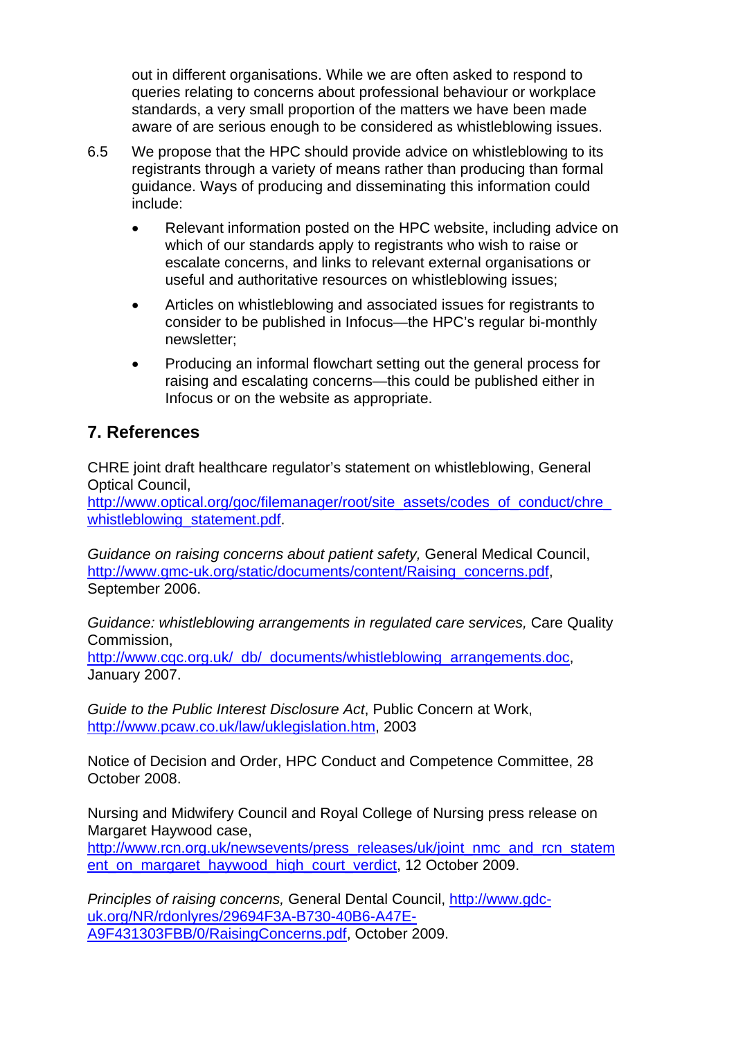out in different organisations. While we are often asked to respond to queries relating to concerns about professional behaviour or workplace standards, a very small proportion of the matters we have been made aware of are serious enough to be considered as whistleblowing issues.

6.5 We propose that the HPC should provide advice on whistleblowing to its registrants through a variety of means rather than producing than formal guidance. Ways of producing and disseminating this information could include:

- Relevant information posted on the HPC website, including advice on which of our standards apply to registrants who wish to raise or escalate concerns, and links to relevant external organisations or useful and authoritative resources on whistleblowing issues;
- Articles on whistleblowing and associated issues for registrants to consider to be published in Infocus—the HPC's regular bi-monthly newsletter;
- Producing an informal flowchart setting out the general process for raising and escalating concerns—this could be published either in Infocus or on the website as appropriate.

## 7. References

CHRE joint draft healthcare regulator's statement on whistleblowing, General Optical Council, http://www.optical.org/goc/filemanager/root/site_assets/codes_of_conduct/chre_whistleblowing_statement.pdf.

*Guidance on raising concerns about patient safety,* General Medical Council, http://www.gmc-uk.org/static/documents/content/Raising_concerns.pdf, September 2006.

*Guidance: whistleblowing arrangements in regulated care services,* Care Quality Commission, http://www.cqc.org.uk/_db/_documents/whistleblowing_arrangements.doc, January 2007.

*Guide to the Public Interest Disclosure Act*, Public Concern at Work, http://www.pcaw.co.uk/law/uklegislation.htm, 2003

Notice of Decision and Order, HPC Conduct and Competence Committee, 28 October 2008.

Nursing and Midwifery Council and Royal College of Nursing press release on Margaret Haywood case, http://www.rcn.org.uk/newsevents/press_releases/uk/joint_nmc_and_rcn_statement_on_margaret_haywood_high_court_verdict, 12 October 2009.

*Principles of raising concerns,* General Dental Council, http://www.gdc-uk.org/NR/rdonlyres/29694F3A-B730-40B6-A47E-A9F431303FBB/0/RaisingConcerns.pdf, October 2009.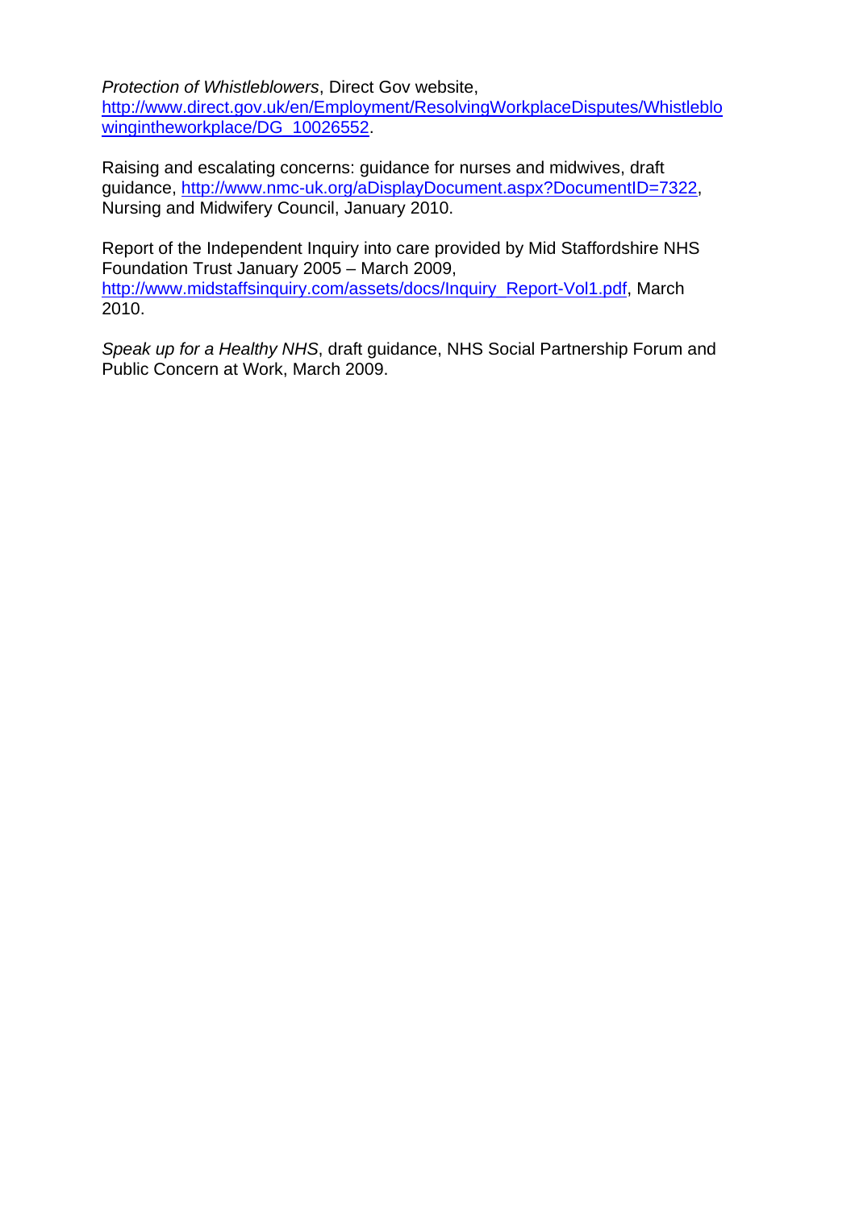*Protection of Whistleblowers*, Direct Gov website, http://www.direct.gov.uk/en/Employment/ResolvingWorkplaceDisputes/Whistleblowingintheworkplace/DG_10026552.

Raising and escalating concerns: guidance for nurses and midwives, draft guidance, http://www.nmc-uk.org/aDisplayDocument.aspx?DocumentID=7322, Nursing and Midwifery Council, January 2010.

Report of the Independent Inquiry into care provided by Mid Staffordshire NHS Foundation Trust January 2005 – March 2009, http://www.midstaffsinquiry.com/assets/docs/Inquiry_Report-Vol1.pdf, March 2010.

*Speak up for a Healthy NHS*, draft guidance, NHS Social Partnership Forum and Public Concern at Work, March 2009.